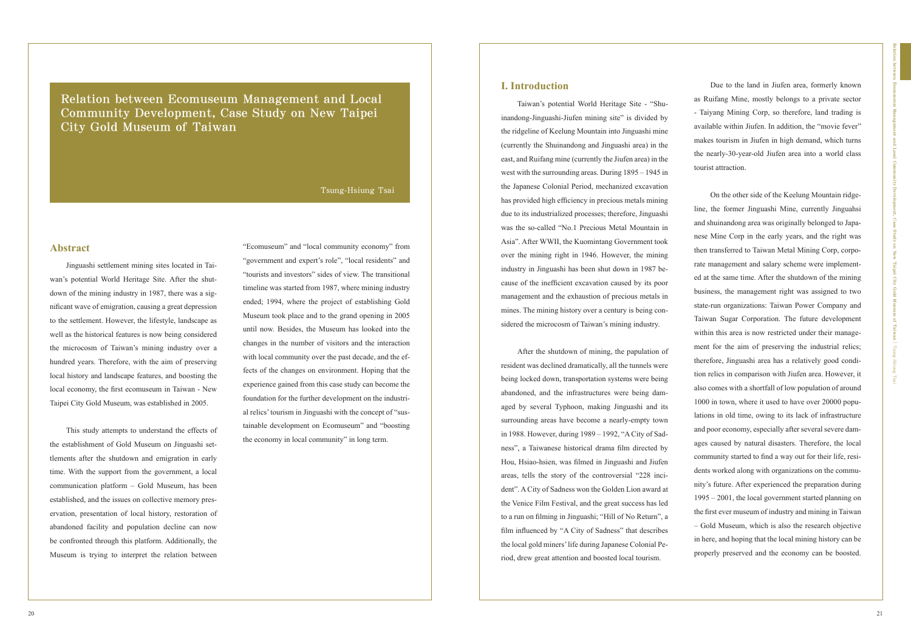# Relation between Ecomuseum Management and Local Community Development, Case Study on New Taipei City Gold Museum of Taiwan

Tsung-Hsiung Tsai

## Abstract

Jinguashi settlement mining sites located in Taiwan's potential World Heritage Site. After the shutdown of the mining industry in 1987, there was a significant wave of emigration, causing a great depression to the settlement. However, the lifestyle, landscape as well as the historical features is now being considered the microcosm of Taiwan's mining industry over a hundred years. Therefore, with the aim of preserving local history and landscape features, and boosting the local economy, the first ecomuseum in Taiwan - New Taipei City Gold Museum, was established in 2005.

This study attempts to understand the effects of the establishment of Gold Museum on Jinguashi settlements after the shutdown and emigration in early time. With the support from the government, a local communication platform – Gold Museum, has been established, and the issues on collective memory preservation, presentation of local history, restoration of abandoned facility and population decline can now be confronted through this platform. Additionally, the Museum is trying to interpret the relation between "Ecomuseum" and "local community economy" from "government and expert's role", "local residents" and "tourists and investors" sides of view. The transitional timeline was started from 1987, where mining industry ended; 1994, where the project of establishing Gold Museum took place and to the grand opening in 2005 until now. Besides, the Museum has looked into the changes in the number of visitors and the interaction with local community over the past decade, and the effects of the changes on environment. Hoping that the experience gained from this case study can become the foundation for the further development on the industrial relics' tourism in Jinguashi with the concept of "sustainable development on Ecomuseum" and "boosting the economy in local community" in long term.

## I. Introduction

Taiwan's potential World Heritage Site - "Shuinandong-Jinguashi-Jiufen mining site" is divided by the ridgeline of Keelung Mountain into Jinguashi mine (currently the Shuinandong and Jinguashi area) in the east, and Ruifang mine (currently the Jiufen area) in the west with the surrounding areas. During 1895 – 1945 in the Japanese Colonial Period, mechanized excavation has provided high efficiency in precious metals mining due to its industrialized processes; therefore, Jinguashi was the so-called "No.1 Precious Metal Mountain in Asia". After WWII, the Kuomintang Government took over the mining right in 1946. However, the mining industry in Jinguashi has been shut down in 1987 because of the inefficient excavation caused by its poor management and the exhaustion of precious metals in mines. The mining history over a century is being considered the microcosm of Taiwan's mining industry.

After the shutdown of mining, the paulation of resident was declined dramatically, all the tunnels were being locked down, transportation systems were being abandoned, and the infrastructures were being damaged by several Typhoon, making Jinguashi and its surrounding areas have become a nearly-empty town in 1988. However, during 1989 – 1992, "A City of Sadness", a Taiwanese historical drama film directed by Hou, Hsiao-hsien, was filmed in Jinguashi and Jiufen areas, tells the story of the controversial "228 incident". A City of Sadness won the Golden Lion award at the Venice Film Festival, and the great success has led to a run on filming in Jinguashi; "Hill of No Return", a film influenced by "A City of Sadness" that describes the local gold miners' life during Japanese Colonial Period, drew great attention and boosted local tourism.

Due to the land in Jiufen area, formerly known as Ruifang Mine, mostly belongs to a private sector - Taiyang Mining Corp, so therefore, land trading is available within Jiufen. In addition, the "movie fever" makes tourism in Jiufen in high demand, which turns the nearly-30-year-old Jiufen area into a world class tourist attraction.

On the other side of the Keelung Mountain ridgeline, the former Jinguashi Mine, currently Jinguahsi and shuinandong area was originally belonged to Japanese Mine Corp in the early years, and the right was then transferred to Taiwan Metal Mining Corp, corporate management and salary scheme were implemented at the same time. After the shutdown of the mining business, the management right was assigned to two state-run organizations: Taiwan Power Company and Taiwan Sugar Corporation. The future development within this area is now restricted under their management for the aim of preserving the industrial relics; therefore, Jinguashi area has a relatively good condition relics in comparison with Jiufen area. However, it also comes with a shortfall of low population of around 1000 in town, where it used to have over 20000 populations in old time, owing to its lack of infrastructure and poor economy, especially after several severe damages caused by natural disasters. Therefore, the local community started to find a way out for their life, residents worked along with organizations on the community's future. After experienced the preparation during 1995 – 2001, the local government started planning on the first ever museum of industry and mining in Taiwan – Gold Museum, which is also the research objective in here, and hoping that the local mining history can be properly preserved and the economy can be boosted.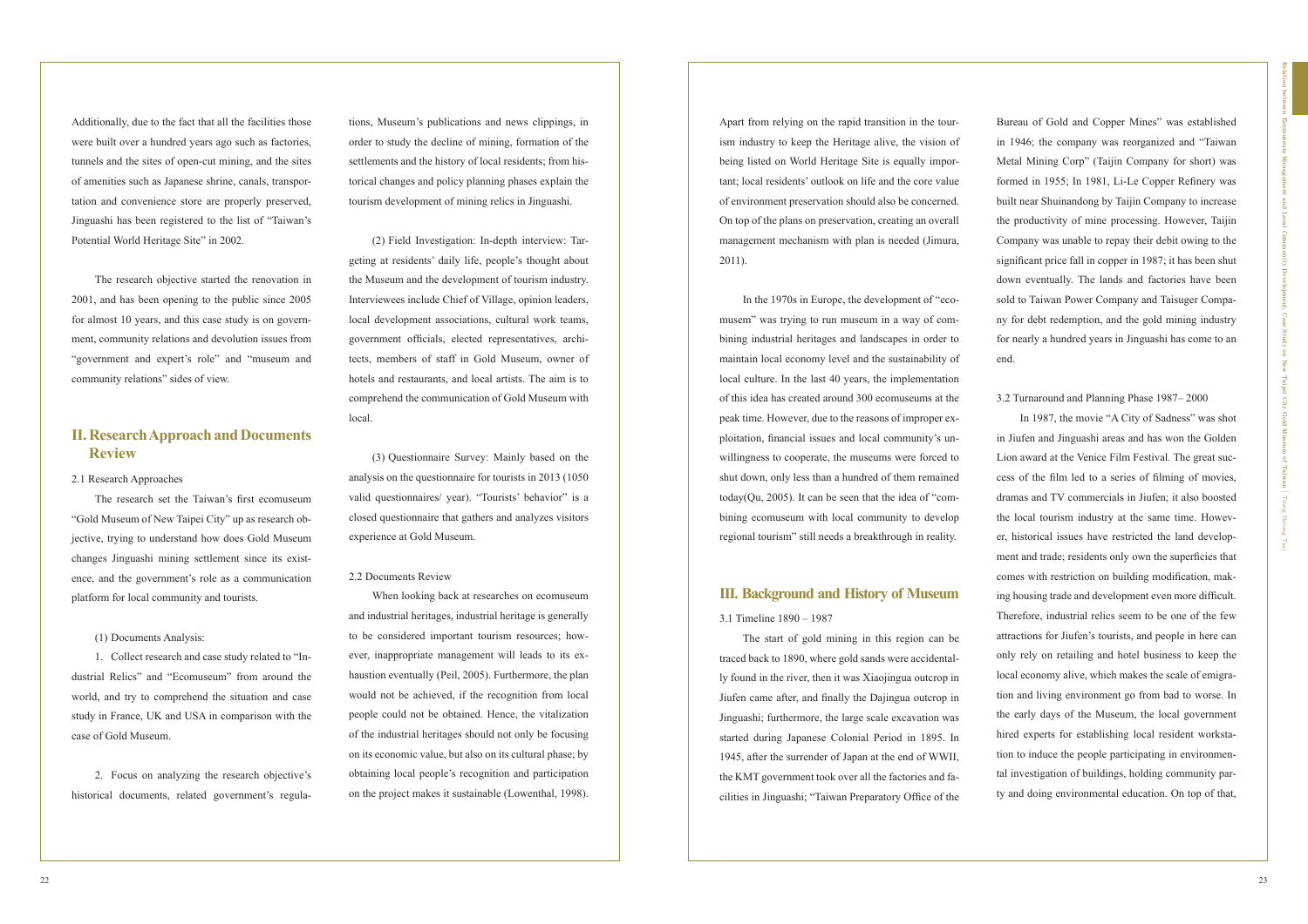Additionally, due to the fact that all the facilities those were built over a hundred years ago such as factories, tunnels and the sites of open-cut mining, and the sites of amenities such as Japanese shrine, canals, transportation and convenience store are properly preserved, Jinguashi has been registered to the list of "Taiwan's Potential World Heritage Site" in 2002.

The research objective started the renovation in 2001, and has been opening to the public since 2005 for almost 10 years, and this case study is on government, community relations and devolution issues from "government and expert's role" and "museum and community relations" sides of view.

## II. Research Approach and Documents Review

2.1 Research Approaches

The research set the Taiwan's first ecomuseum "Gold Museum of New Taipei City" up as research objective, trying to understand how does Gold Museum changes Jinguashi mining settlement since its existence, and the government's role as a communication platform for local community and tourists.

(1) Documents Analysis:

1. Collect research and case study related to "Industrial Relics" and "Ecomuseum" from around the world, and try to comprehend the situation and case study in France, UK and USA in comparison with the case of Gold Museum.

2. Focus on analyzing the research objective's historical documents, related government's regulations, Museum's publications and news clippings, in order to study the decline of mining, formation of the settlements and the history of local residents; from historical changes and policy planning phases explain the tourism development of mining relics in Jinguashi.

(2) Field Investigation: In-depth interview: Targeting at residents' daily life, people's thought about the Museum and the development of tourism industry. Interviewees include Chief of Village, opinion leaders, local development associations, cultural work teams, government officials, elected representatives, architects, members of staff in Gold Museum, owner of hotels and restaurants, and local artists. The aim is to comprehend the communication of Gold Museum with local.

(3) Questionnaire Survey: Mainly based on the analysis on the questionnaire for tourists in 2013 (1050 valid questionnaires/ year). "Tourists' behavior" is a closed questionnaire that gathers and analyzes visitors experience at Gold Museum.

2.2 Documents Review

When looking back at researches on ecomuseum and industrial heritages, industrial heritage is generally to be considered important tourism resources; however, inappropriate management will leads to its exhaustion eventually (Peil, 2005). Furthermore, the plan would not be achieved, if the recognition from local people could not be obtained. Hence, the vitalization of the industrial heritages should not only be focusing on its economic value, but also on its cultural phase; by obtaining local people's recognition and participation on the project makes it sustainable (Lowenthal, 1998).

Apart from relying on the rapid transition in the tourism industry to keep the Heritage alive, the vision of being listed on World Heritage Site is equally important; local residents' outlook on life and the core value of environment preservation should also be concerned. On top of the plans on preservation, creating an overall management mechanism with plan is needed (Jimura, 2011).

In the 1970s in Europe, the development of "ecomusem" was trying to run museum in a way of combining industrial heritages and landscapes in order to maintain local economy level and the sustainability of local culture. In the last 40 years, the implementation of this idea has created around 300 ecomuseums at the peak time. However, due to the reasons of improper exploitation, financial issues and local community's unwillingness to cooperate, the museums were forced to shut down, only less than a hundred of them remained today(Qu, 2005). It can be seen that the idea of "combining ecomuseum with local community to develop regional tourism" still needs a breakthrough in reality.

## III. Background and History of Museum

3.1 Timeline 1890 – 1987

The start of gold mining in this region can be traced back to 1890, where gold sands were accidentally found in the river, then it was Xiaojingua outcrop in Jiufen came after, and finally the Dajingua outcrop in Jinguashi; furthermore, the large scale excavation was started during Japanese Colonial Period in 1895. In 1945, after the surrender of Japan at the end of WWII, the KMT government took over all the factories and facilities in Jinguashi; "Taiwan Preparatory Office of the Bureau of Gold and Copper Mines" was established in 1946; the company was reorganized and "Taiwan Metal Mining Corp" (Taijin Company for short) was formed in 1955; In 1981, Li-Le Copper Refinery was built near Shuinandong by Taijin Company to increase the productivity of mine processing. However, Taijin Company was unable to repay their debit owing to the significant price fall in copper in 1987; it has been shut down eventually. The lands and factories have been sold to Taiwan Power Company and Taisuger Company for debt redemption, and the gold mining industry for nearly a hundred years in Jinguashi has come to an end.

3.2 Turnaround and Planning Phase 1987– 2000

In 1987, the movie "A City of Sadness" was shot in Jiufen and Jinguashi areas and has won the Golden Lion award at the Venice Film Festival. The great success of the film led to a series of filming of movies, dramas and TV commercials in Jiufen; it also boosted the local tourism industry at the same time. However, historical issues have restricted the land development and trade; residents only own the superficies that comes with restriction on building modification, making housing trade and development even more difficult. Therefore, industrial relics seem to be one of the few attractions for Jiufen's tourists, and people in here can only rely on retailing and hotel business to keep the local economy alive, which makes the scale of emigration and living environment go from bad to worse. In the early days of the Museum, the local government hired experts for establishing local resident workstation to induce the people participating in environmental investigation of buildings, holding community party and doing environmental education. On top of that,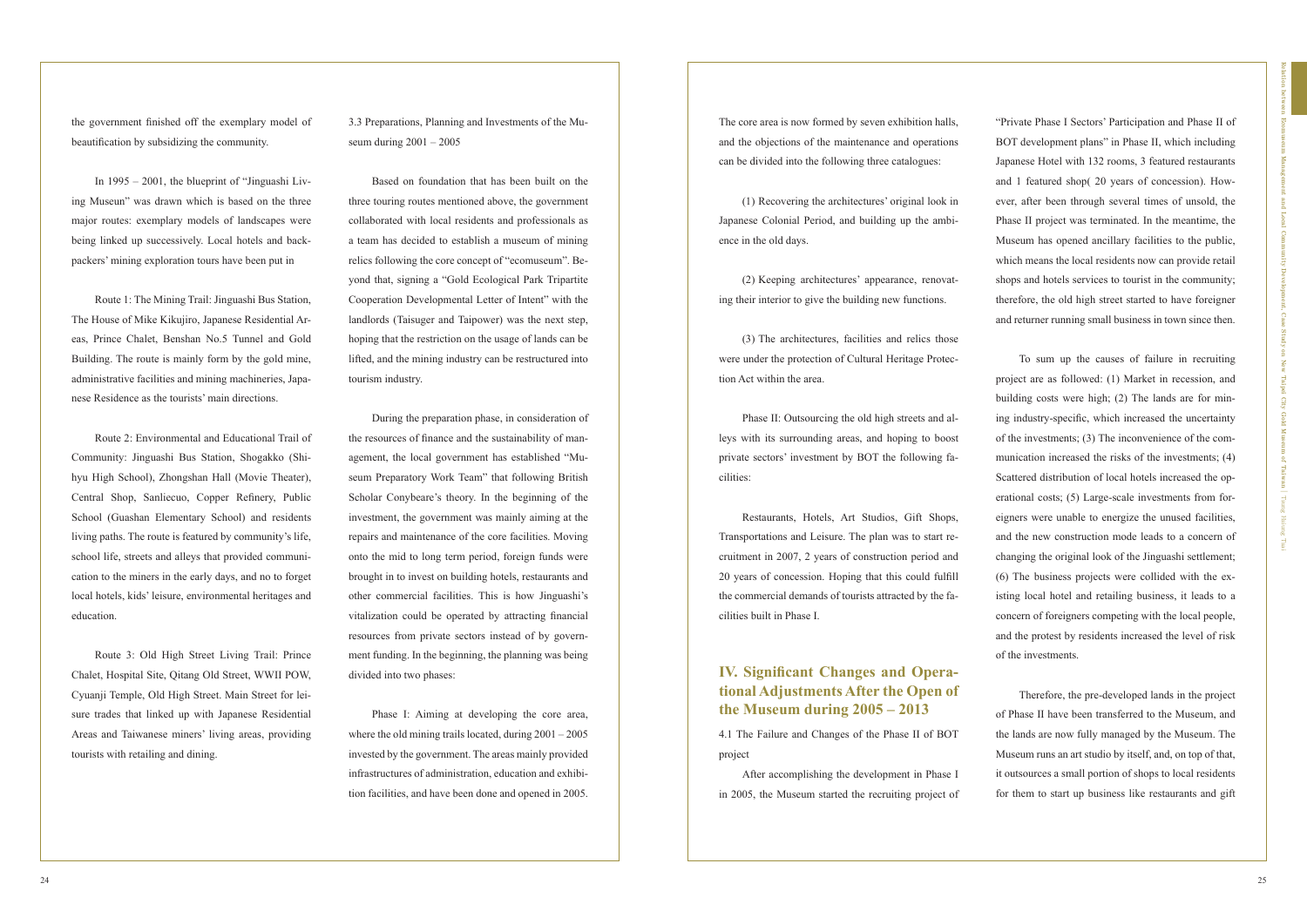the government finished off the exemplary model of beautification by subsidizing the community.

In 1995 – 2001, the blueprint of "Jinguashi Living Museun" was drawn which is based on the three major routes: exemplary models of landscapes were being linked up successively. Local hotels and backpackers' mining exploration tours have been put in

Route 1: The Mining Trail: Jinguashi Bus Station, The House of Mike Kikujiro, Japanese Residential Areas, Prince Chalet, Benshan No.5 Tunnel and Gold Building. The route is mainly form by the gold mine, administrative facilities and mining machineries, Japanese Residence as the tourists' main directions.

Route 2: Environmental and Educational Trail of Community: Jinguashi Bus Station, Shogakko (Shihyu High School), Zhongshan Hall (Movie Theater), Central Shop, Sanliecuo, Copper Refinery, Public School (Guashan Elementary School) and residents living paths. The route is featured by community's life, school life, streets and alleys that provided communication to the miners in the early days, and no to forget local hotels, kids' leisure, environmental heritages and education.

Route 3: Old High Street Living Trail: Prince Chalet, Hospital Site, Qitang Old Street, WWII POW, Cyuanji Temple, Old High Street. Main Street for leisure trades that linked up with Japanese Residential Areas and Taiwanese miners' living areas, providing tourists with retailing and dining.

3.3 Preparations, Planning and Investments of the Museum during 2001 – 2005

Based on foundation that has been built on the three touring routes mentioned above, the government collaborated with local residents and professionals as a team has decided to establish a museum of mining relics following the core concept of "ecomuseum". Beyond that, signing a "Gold Ecological Park Tripartite Cooperation Developmental Letter of Intent" with the landlords (Taisuger and Taipower) was the next step, hoping that the restriction on the usage of lands can be lifted, and the mining industry can be restructured into tourism industry.

During the preparation phase, in consideration of the resources of finance and the sustainability of management, the local government has established "Museum Preparatory Work Team" that following British Scholar Conybeare's theory. In the beginning of the investment, the government was mainly aiming at the repairs and maintenance of the core facilities. Moving onto the mid to long term period, foreign funds were brought in to invest on building hotels, restaurants and other commercial facilities. This is how Jinguashi's vitalization could be operated by attracting financial resources from private sectors instead of by government funding. In the beginning, the planning was being divided into two phases:

Phase I: Aiming at developing the core area, where the old mining trails located, during 2001 – 2005 invested by the government. The areas mainly provided infrastructures of administration, education and exhibition facilities, and have been done and opened in 2005.

The core area is now formed by seven exhibition halls, and the objections of the maintenance and operations can be divided into the following three catalogues:

(1) Recovering the architectures' original look in Japanese Colonial Period, and building up the ambience in the old days.

(2) Keeping architectures' appearance, renovating their interior to give the building new functions.

(3) The architectures, facilities and relics those were under the protection of Cultural Heritage Protection Act within the area.

Phase II: Outsourcing the old high streets and alleys with its surrounding areas, and hoping to boost private sectors' investment by BOT the following facilities:

Restaurants, Hotels, Art Studios, Gift Shops, Transportations and Leisure. The plan was to start recruitment in 2007, 2 years of construction period and 20 years of concession. Hoping that this could fulfill the commercial demands of tourists attracted by the facilities built in Phase I.

## IV. Significant Changes and Operational Adjustments After the Open of the Museum during 2005 – 2013

4.1 The Failure and Changes of the Phase II of BOT project

After accomplishing the development in Phase I in 2005, the Museum started the recruiting project of "Private Phase I Sectors' Participation and Phase II of BOT development plans" in Phase II, which including Japanese Hotel with 132 rooms, 3 featured restaurants and 1 featured shop( 20 years of concession). However, after been through several times of unsold, the Phase II project was terminated. In the meantime, the Museum has opened ancillary facilities to the public, which means the local residents now can provide retail shops and hotels services to tourist in the community; therefore, the old high street started to have foreigner and returner running small business in town since then.

To sum up the causes of failure in recruiting project are as followed: (1) Market in recession, and building costs were high; (2) The lands are for mining industry-specific, which increased the uncertainty of the investments; (3) The inconvenience of the communication increased the risks of the investments; (4) Scattered distribution of local hotels increased the operational costs; (5) Large-scale investments from foreigners were unable to energize the unused facilities, and the new construction mode leads to a concern of changing the original look of the Jinguashi settlement; (6) The business projects were collided with the existing local hotel and retailing business, it leads to a concern of foreigners competing with the local people, and the protest by residents increased the level of risk of the investments.

Therefore, the pre-developed lands in the project of Phase II have been transferred to the Museum, and the lands are now fully managed by the Museum. The Museum runs an art studio by itself, and, on top of that, it outsources a small portion of shops to local residents for them to start up business like restaurants and gift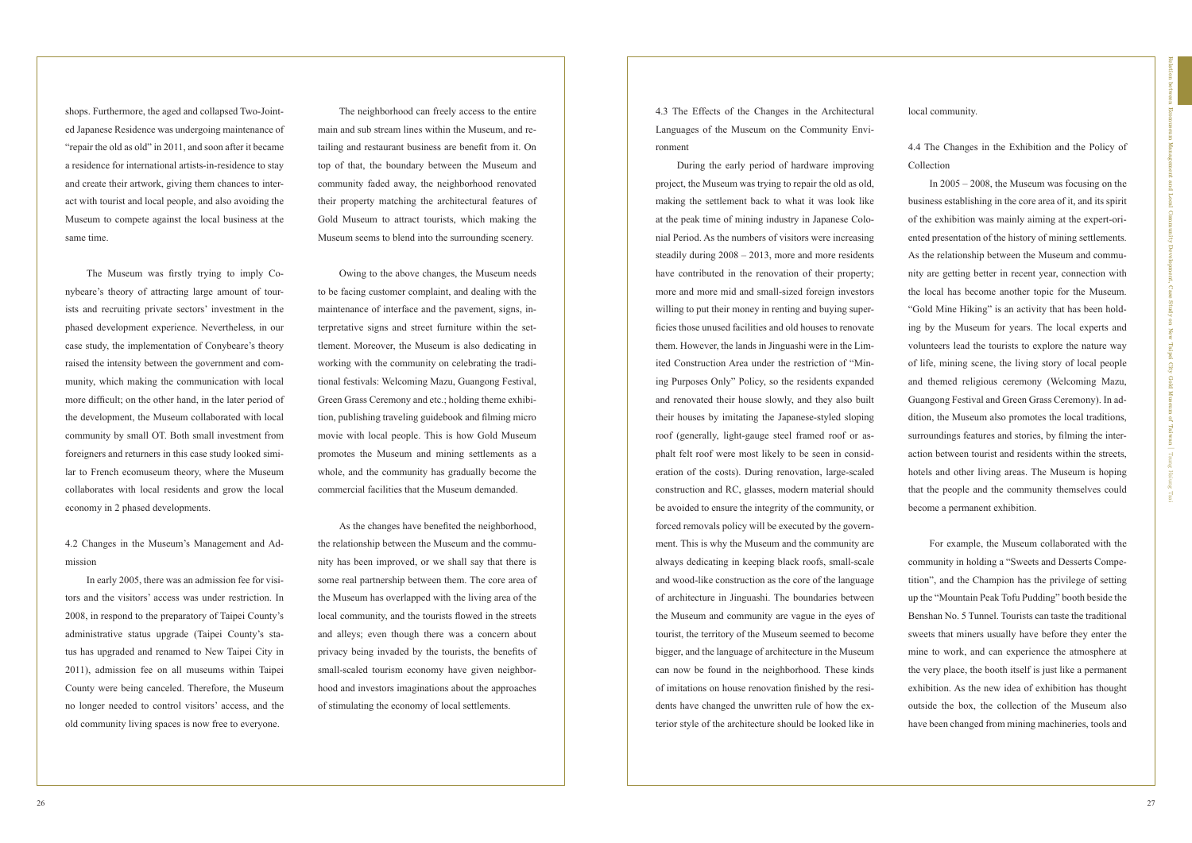shops. Furthermore, the aged and collapsed Two-Jointed Japanese Residence was undergoing maintenance of "repair the old as old" in 2011, and soon after it became a residence for international artists-in-residence to stay and create their artwork, giving them chances to interact with tourist and local people, and also avoiding the Museum to compete against the local business at the same time.

The Museum was firstly trying to imply Conybeare's theory of attracting large amount of tourists and recruiting private sectors' investment in the phased development experience. Nevertheless, in our case study, the implementation of Conybeare's theory raised the intensity between the government and community, which making the communication with local more difficult; on the other hand, in the later period of the development, the Museum collaborated with local community by small OT. Both small investment from foreigners and returners in this case study looked similar to French ecomuseum theory, where the Museum collaborates with local residents and grow the local economy in 2 phased developments.

### 4.2 Changes in the Museum's Management and Admission

In early 2005, there was an admission fee for visitors and the visitors' access was under restriction. In 2008, in respond to the preparatory of Taipei County's administrative status upgrade (Taipei County's status has upgraded and renamed to New Taipei City in 2011), admission fee on all museums within Taipei County were being canceled. Therefore, the Museum no longer needed to control visitors' access, and the old community living spaces is now free to everyone.

The neighborhood can freely access to the entire main and sub stream lines within the Museum, and retailing and restaurant business are benefit from it. On top of that, the boundary between the Museum and community faded away, the neighborhood renovated their property matching the architectural features of Gold Museum to attract tourists, which making the Museum seems to blend into the surrounding scenery.

Owing to the above changes, the Museum needs to be facing customer complaint, and dealing with the maintenance of interface and the pavement, signs, interpretative signs and street furniture within the settlement. Moreover, the Museum is also dedicating in working with the community on celebrating the traditional festivals: Welcoming Mazu, Guangong Festival, Green Grass Ceremony and etc.; holding theme exhibition, publishing traveling guidebook and filming micro movie with local people. This is how Gold Museum promotes the Museum and mining settlements as a whole, and the commercial facilities that the Museum demanded.

As the changes have benefited the neighborhood, the relationship between the Museum and the community has been improved, or we shall say that there is some real partnership between them. The core area of the Museum has overlapped with the living area of the local community, and the tourists flowed in the streets and alleys; even though there was a concern about privacy being invaded by the tourists, the benefits of small-scaled tourism economy have given neighborhood and investors imaginations about the approaches of stimulating the economy of local settlements.

### 4.3 The Effects of the Changes in the Architectural Languages of the Museum on the Community Environment

During the early period of hardware improving project, the Museum was trying to repair the old as old, making the settlement back to what it was look like at the peak time of mining industry in Japanese Colonial Period. As the numbers of visitors were increasing steadily during 2008 – 2013, more and more residents have contributed in the renovation of their property; more and more mid and small-sized foreign investors willing to put their money in renting and buying superficies those unused facilities and old houses to renovate them. However, the lands in Jinguashi were in the Limited Construction Area under the restriction of "Mining Purposes Only" Policy, so the residents expanded and renovated their house slowly, and they also built their houses by imitating the Japanese-styled sloping roof (generally, light-gauge steel framed roof or asphalt felt roof were most likely to be seen in consideration of the costs). During renovation, large-scaled construction and RC, glasses, modern material should be avoided to ensure the integrity of the community, or forced removals policy will be executed by the government. This is why the Museum and the community are always dedicating in keeping black roofs, small-scale and wood-like construction as the core of the language of architecture in Jinguashi. The boundaries between the Museum and community are vague in the eyes of tourist, the territory of the Museum seemed to become bigger, and the language of architecture in the Museum can now be found in the neighborhood. These kinds of imitations on house renovation finished by the residents have changed the unwritten rule of how the exterior style of the architecture should be looked like in local community.

### 4.4 The Changes in the Exhibition and the Policy of Collection

In 2005 – 2008, the Museum was focusing on the business establishing in the core area of it, and its spirit of the exhibition was mainly aiming at the expert-oriented presentation of the history of mining settlements. As the relationship between the Museum and community are getting better in recent year, connection with the local has become another topic for the Museum. "Gold Mine Hiking" is an activity that has been holding by the Museum for years. The local experts and volunteers lead the tourists to explore the nature way of life, mining scene, the living story of local people and themed religious ceremony (Welcoming Mazu, Guangong Festival and Green Grass Ceremony). In addition, the Museum also promotes the local traditions, surroundings features and stories, by filming the interaction between tourist and residents within the streets, hotels and other living areas. The Museum is hoping that the people and the community themselves could become a permanent exhibition.

For example, the Museum collaborated with the community in holding a "Sweets and Desserts Competition", and the Champion has the privilege of setting up the "Mountain Peak Tofu Pudding" booth beside the Benshan No. 5 Tunnel. Tourists can taste the traditional sweets that miners usually have before they enter the mine to work, and can experience the atmosphere at the very place, the booth itself is just like a permanent exhibition. As the new idea of exhibition has thought outside the box, the collection of the Museum also have been changed from mining machineries, tools and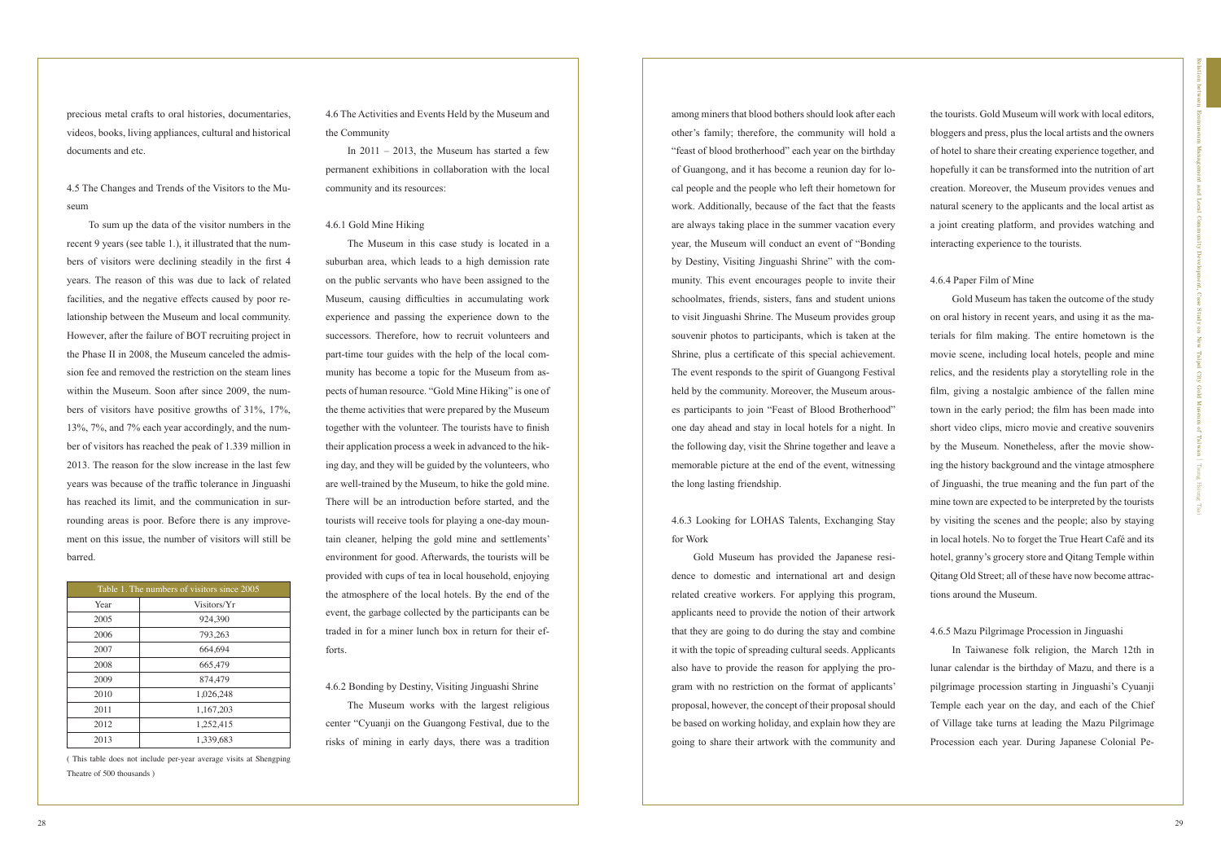precious metal crafts to oral histories, documentaries, videos, books, living appliances, cultural and historical documents and etc.

### 4.5 The Changes and Trends of the Visitors to the Museum

To sum up the data of the visitor numbers in the recent 9 years (see table 1.), it illustrated that the numbers of visitors were declining steadily in the first 4 years. The reason of this was due to lack of related facilities, and the negative effects caused by poor relationship between the Museum and local community. However, after the failure of BOT recruiting project in the Phase II in 2008, the Museum canceled the admission fee and removed the restriction on the steam lines within the Museum. Soon after since 2009, the numbers of visitors have positive growths of 31%, 17%, 13%, 7%, and 7% each year accordingly, and the number of visitors has reached the peak of 1.339 million in 2013. The reason for the slow increase in the last few years was because of the traffic tolerance in Jinguashi has reached its limit, and the communication in surrounding areas is poor. Before there is any improvement on this issue, the number of visitors will still be barred.

Table 1. The numbers of visitors since 2005

| Year | Visitors/Yr |
|---|---|
| 2005 | 924,390 |
| 2006 | 793,263 |
| 2007 | 664,694 |
| 2008 | 665,479 |
| 2009 | 874,479 |
| 2010 | 1,026,248 |
| 2011 | 1,167,203 |
| 2012 | 1,252,415 |
| 2013 | 1,339,683 |

( This table does not include per-year average visits at Shengping Theatre of 500 thousands )

### 4.6 The Activities and Events Held by the Museum and the Community

In 2011 – 2013, the Museum has started a few permanent exhibitions in collaboration with the local community and its resources:

#### 4.6.1 Gold Mine Hiking

The Museum in this case study is located in a suburban area, which leads to a high demission rate on the public servants who have been assigned to the Museum, causing difficulties in accumulating work experience and passing the experience down to the successors. Therefore, how to recruit volunteers and part-time tour guides with the help of the local community has become a topic for the Museum from aspects of human resource. "Gold Mine Hiking" is one of the theme activities that were prepared by the Museum together with the volunteer. The tourists have to finish their application process a week in advanced to the hiking day, and they will be guided by the volunteers, who are well-trained by the Museum, to hike the gold mine. There will be an introduction before started, and the tourists will receive tools for playing a one-day mountain cleaner, helping the gold mine and settlements' environment for good. Afterwards, the tourists will be provided with cups of tea in local household, enjoying the atmosphere of the local hotels. By the end of the event, the garbage collected by the participants can be traded in for a miner lunch box in return for their efforts.

#### 4.6.2 Bonding by Destiny, Visiting Jinguashi Shrine

The Museum works with the largest religious center "Cyuanji on the Guangong Festival, due to the risks of mining in early days, there was a tradition among miners that blood bothers should look after each other's family; therefore, the community will hold a "feast of blood brotherhood" each year on the birthday of Guangong, and it has become a reunion day for local people and the people who left their hometown for work. Additionally, because of the fact that the feasts are always taking place in the summer vacation every year, the Museum will conduct an event of "Bonding by Destiny, Visiting Jinguashi Shrine" with the community. This event encourages people to invite their schoolmates, friends, sisters, fans and student unions to visit Jinguashi Shrine. The Museum provides group souvenir photos to participants, which is taken at the Shrine, plus a certificate of this special achievement. The event responds to the spirit of Guangong Festival held by the community. Moreover, the Museum arouses participants to join "Feast of Blood Brotherhood" one day ahead and stay in local hotels for a night. In the following day, visit the Shrine together and leave a memorable picture at the end of the event, witnessing the long lasting friendship.

#### 4.6.3 Looking for LOHAS Talents, Exchanging Stay for Work

Gold Museum has provided the Japanese residence to domestic and international art and design related creative workers. For applying this program, applicants need to provide the notion of their artwork that they are going to do during the stay and combine it with the topic of spreading cultural seeds. Applicants also have to provide the reason for applying the program with no restriction on the format of applicants' proposal, however, the concept of their proposal should be based on working holiday, and explain how they are going to share their artwork with the community and the tourists. Gold Museum will work with local editors, bloggers and press, plus the local artists and the owners of hotel to share their creating experience together, and hopefully it can be transformed into the nutrition of art creation. Moreover, the Museum provides venues and natural scenery to the applicants and the local artist as a joint creating platform, and provides watching and interacting experience to the tourists.

#### 4.6.4 Paper Film of Mine

Gold Museum has taken the outcome of the study on oral history in recent years, and using it as the materials for film making. The entire hometown is the movie scene, including local hotels, people and mine relics, and the residents play a storytelling role in the film, giving a nostalgic ambience of the fallen mine town in the early period; the film has been made into short video clips, micro movie and creative souvenirs by the Museum. Nonetheless, after the movie showing the history background and the vintage atmosphere of Jinguashi, the true meaning and the fun part of the mine town are expected to be interpreted by the tourists by visiting the scenes and the people; also by staying in local hotels. No to forget the True Heart Café and its hotel, granny's grocery store and Qitang Temple within Qitang Old Street; all of these have now become attractions around the Museum.

#### 4.6.5 Mazu Pilgrimage Procession in Jinguashi

In Taiwanese folk religion, the March 12th in lunar calendar is the birthday of Mazu, and there is a pilgrimage procession starting in Jinguashi's Cyuanji Temple each year on the day, and each of the Chief of Village take turns at leading the Mazu Pilgrimage Procession each year. During Japanese Colonial Pe-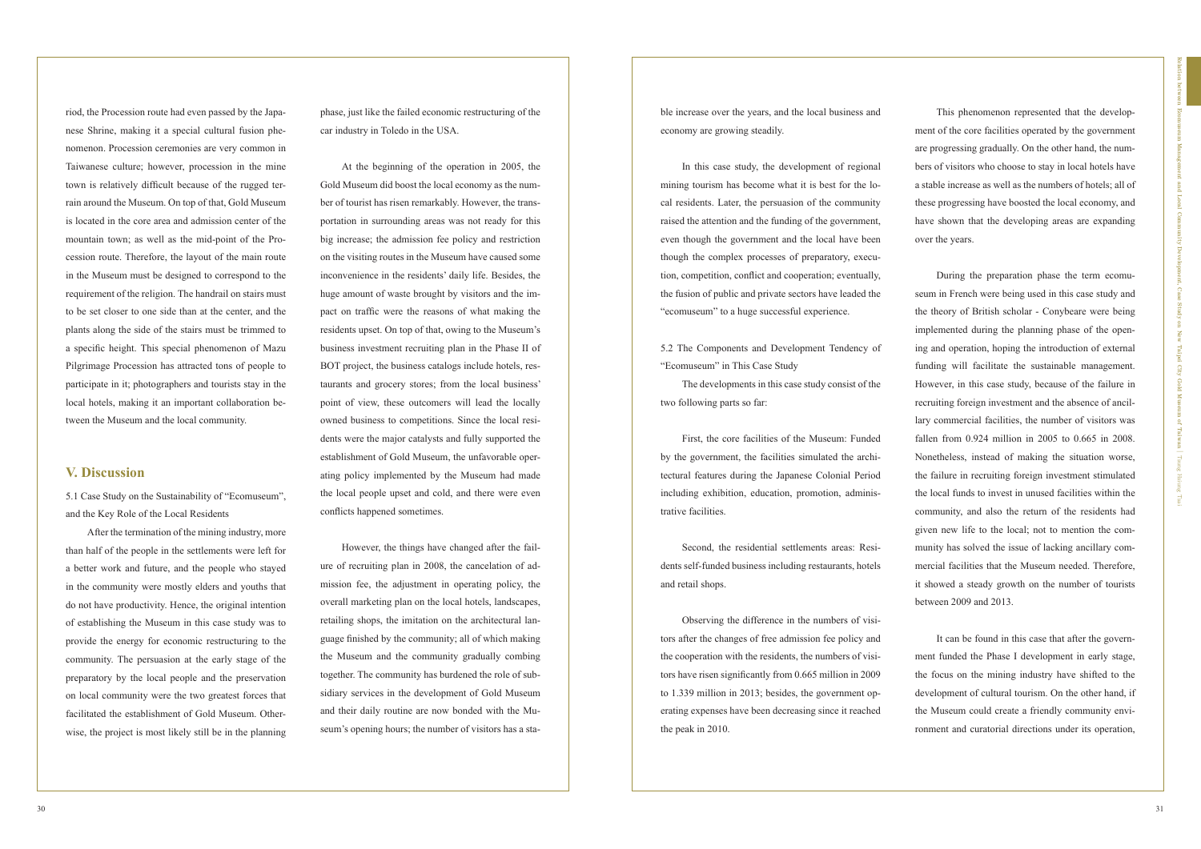riod, the Procession route had even passed by the Japanese Shrine, making it a special cultural fusion phenomenon. Procession ceremonies are very common in Taiwanese culture; however, procession in the mine town is relatively difficult because of the rugged terrain around the Museum. On top of that, Gold Museum is located in the core area and admission center of the mountain town; as well as the mid-point of the Procession route. Therefore, the layout of the main route in the Museum must be designed to correspond to the requirement of the religion. The handrail on stairs must to be set closer to one side than at the center, and the plants along the side of the stairs must be trimmed to a specific height. This special phenomenon of Mazu Pilgrimage Procession has attracted tons of people to participate in it; photographers and tourists stay in the local hotels, making it an important collaboration between the Museum and the local community.

## V. Discussion

5.1 Case Study on the Sustainability of "Ecomuseum", and the Key Role of the Local Residents

After the termination of the mining industry, more than half of the people in the settlements were left for a better work and future, and the people who stayed in the community were mostly elders and youths that do not have productivity. Hence, the original intention of establishing the Museum in this case study was to provide the energy for economic restructuring to the community. The persuasion at the early stage of the preparatory by the local people and the preservation on local community were the two greatest forces that facilitated the establishment of Gold Museum. Otherwise, the project is most likely still be in the planning phase, just like the failed economic restructuring of the car industry in Toledo in the USA.

At the beginning of the operation in 2005, the Gold Museum did boost the local economy as the number of tourist has risen remarkably. However, the transportation in surrounding areas was not ready for this big increase; the admission fee policy and restriction on the visiting routes in the Museum have caused some inconvenience in the residents' daily life. Besides, the huge amount of waste brought by visitors and the impact on traffic were the reasons of what making the residents upset. On top of that, owing to the Museum's business investment recruiting plan in the Phase II of BOT project, the business catalogs include hotels, restaurants and grocery stores; from the local business' point of view, these outcomers will lead the locally owned business to competitions. Since the local residents were the major catalysts and fully supported the establishment of Gold Museum, the unfavorable operating policy implemented by the Museum had made the local people upset and cold, and there were even conflicts happened sometimes.

However, the things have changed after the failure of recruiting plan in 2008, the cancelation of admission fee, the adjustment in operating policy, the overall marketing plan on the local hotels, landscapes, retailing shops, the imitation on the architectural language finished by the community; all of which making the Museum and the community gradually combing together. The community has burdened the role of subsidiary services in the development of Gold Museum and their daily routine are now bonded with the Museum's opening hours; the number of visitors has a stable increase over the years, and the local business and economy are growing steadily.

In this case study, the development of regional mining tourism has become what it is best for the local residents. Later, the persuasion of the community raised the attention and the funding of the government, even though the government and the local have been though the complex processes of preparatory, execution, competition, conflict and cooperation; eventually, the fusion of public and private sectors have leaded the "ecomuseum" to a huge successful experience.

5.2 The Components and Development Tendency of "Ecomuseum" in This Case Study

The developments in this case study consist of the two following parts so far:

First, the core facilities of the Museum: Funded by the government, the facilities simulated the architectural features during the Japanese Colonial Period including exhibition, education, promotion, administrative facilities.

Second, the residential settlements areas: Residents self-funded business including restaurants, hotels and retail shops.

Observing the difference in the numbers of visitors after the changes of free admission fee policy and the cooperation with the residents, the numbers of visitors have risen significantly from 0.665 million in 2009 to 1.339 million in 2013; besides, the government operating expenses have been decreasing since it reached the peak in 2010.

This phenomenon represented that the development of the core facilities operated by the government are progressing gradually. On the other hand, the numbers of visitors who choose to stay in local hotels have a stable increase as well as the numbers of hotels; all of these progressing have boosted the local economy, and have shown that the developing areas are expanding over the years.

During the preparation phase the term ecomuseum in French were being used in this case study and the theory of British scholar - Conybeare were being implemented during the planning phase of the opening and operation, hoping the introduction of external funding will facilitate the sustainable management. However, in this case study, because of the failure in recruiting foreign investment and the absence of ancillary commercial facilities, the number of visitors was fallen from 0.924 million in 2005 to 0.665 in 2008. Nonetheless, instead of making the situation worse, the failure in recruiting foreign investment stimulated the local funds to invest in unused facilities within the community, and also the return of the residents had given new life to the local; not to mention the community has solved the issue of lacking ancillary commercial facilities that the Museum needed. Therefore, it showed a steady growth on the number of tourists between 2009 and 2013.

It can be found in this case that after the government funded the Phase I development in early stage, the focus on the mining industry have shifted to the development of cultural tourism. On the other hand, if the Museum could create a friendly community environment and curatorial directions under its operation,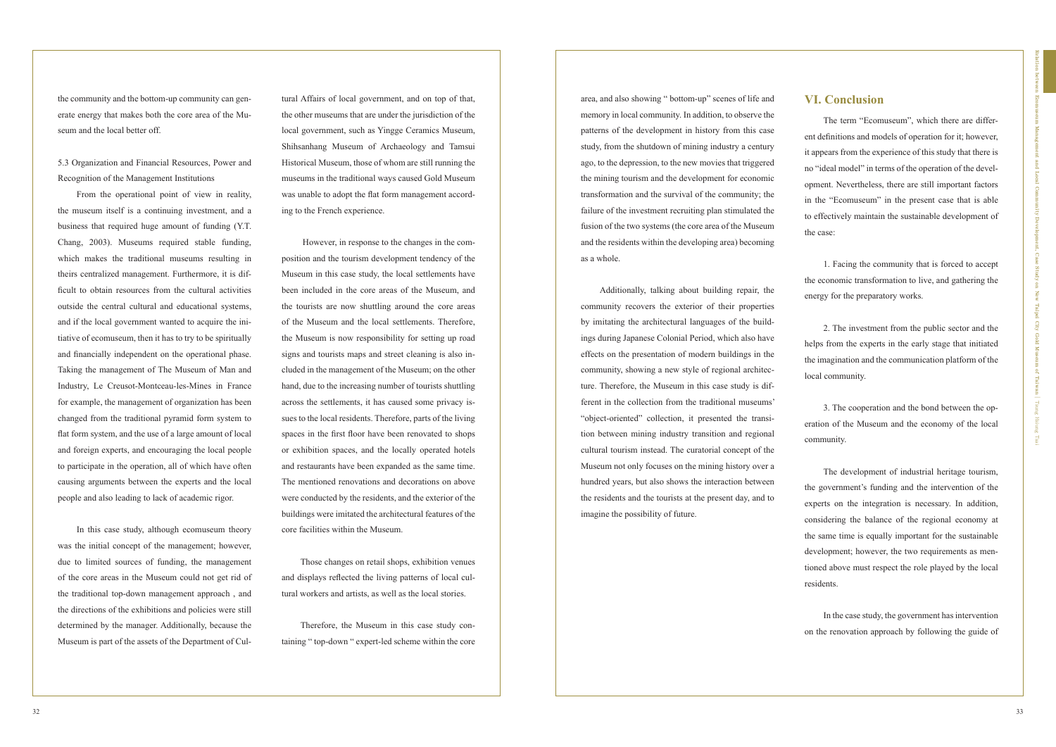the community and the bottom-up community can generate energy that makes both the core area of the Museum and the local better off.

5.3 Organization and Financial Resources, Power and Recognition of the Management Institutions

From the operational point of view in reality, the museum itself is a continuing investment, and a business that required huge amount of funding (Y.T. Chang, 2003). Museums required stable funding, which makes the traditional museums resulting in theirs centralized management. Furthermore, it is difficult to obtain resources from the cultural activities outside the central cultural and educational systems, and if the local government wanted to acquire the initiative of ecomuseum, then it has to try to be spiritually and financially independent on the operational phase. Taking the management of The Museum of Man and Industry, Le Creusot-Montceau-les-Mines in France for example, the management of organization has been changed from the traditional pyramid form system to flat form system, and the use of a large amount of local and foreign experts, and encouraging the local people to participate in the operation, all of which have often causing arguments between the experts and the local people and also leading to lack of academic rigor.

In this case study, although ecomuseum theory was the initial concept of the management; however, due to limited sources of funding, the management of the core areas in the Museum could not get rid of the traditional top-down management approach , and the directions of the exhibitions and policies were still determined by the manager. Additionally, because the Museum is part of the assets of the Department of Cultural Affairs of local government, and on top of that, the other museums that are under the jurisdiction of the local government, such as Yingge Ceramics Museum, Shihsanhang Museum of Archaeology and Tamsui Historical Museum, those of whom are still running the museums in the traditional ways caused Gold Museum was unable to adopt the flat form management according to the French experience.

However, in response to the changes in the composition and the tourism development tendency of the Museum in this case study, the local settlements have been included in the core areas of the Museum, and the tourists are now shuttling around the core areas of the Museum and the local settlements. Therefore, the Museum is now responsibility for setting up road signs and tourists maps and street cleaning is also included in the management of the Museum; on the other hand, due to the increasing number of tourists shuttling across the settlements, it has caused some privacy issues to the local residents. Therefore, parts of the living spaces in the first floor have been renovated to shops or exhibition spaces, and the locally operated hotels and restaurants have been expanded as the same time. The mentioned renovations and decorations on above were conducted by the residents, and the exterior of the buildings were imitated the architectural features of the core facilities within the Museum.

Those changes on retail shops, exhibition venues and displays reflected the living patterns of local cultural workers and artists, as well as the local stories.

Therefore, the Museum in this case study containing " top-down " expert-led scheme within the core area, and also showing " bottom-up" scenes of life and memory in local community. In addition, to observe the patterns of the development in history from this case study, from the shutdown of mining industry a century ago, to the depression, to the new movies that triggered the mining tourism and the development for economic transformation and the survival of the community; the failure of the investment recruiting plan stimulated the fusion of the two systems (the core area of the Museum and the residents within the developing area) becoming as a whole.

Additionally, talking about building repair, the community recovers the exterior of their properties by imitating the architectural languages of the buildings during Japanese Colonial Period, which also have effects on the presentation of modern buildings in the community, showing a new style of regional architecture. Therefore, the Museum in this case study is different in the collection from the traditional museums' "object-oriented" collection, it presented the transition between mining industry transition and regional cultural tourism instead. The curatorial concept of the Museum not only focuses on the mining history over a hundred years, but also shows the interaction between the residents and the tourists at the present day, and to imagine the possibility of future.

## VI. Conclusion

The term "Ecomuseum", which there are different definitions and models of operation for it; however, it appears from the experience of this study that there is no "ideal model" in terms of the operation of the development. Nevertheless, there are still important factors in the "Ecomuseum" in the present case that is able to effectively maintain the sustainable development of the case:

1. Facing the community that is forced to accept the economic transformation to live, and gathering the energy for the preparatory works.

2. The investment from the public sector and the helps from the experts in the early stage that initiated the imagination and the communication platform of the local community.

3. The cooperation and the bond between the operation of the Museum and the economy of the local community.

The development of industrial heritage tourism, the government's funding and the intervention of the experts on the integration is necessary. In addition, considering the balance of the regional economy at the same time is equally important for the sustainable development; however, the two requirements as mentioned above must respect the role played by the local residents.

In the case study, the government has intervention on the renovation approach by following the guide of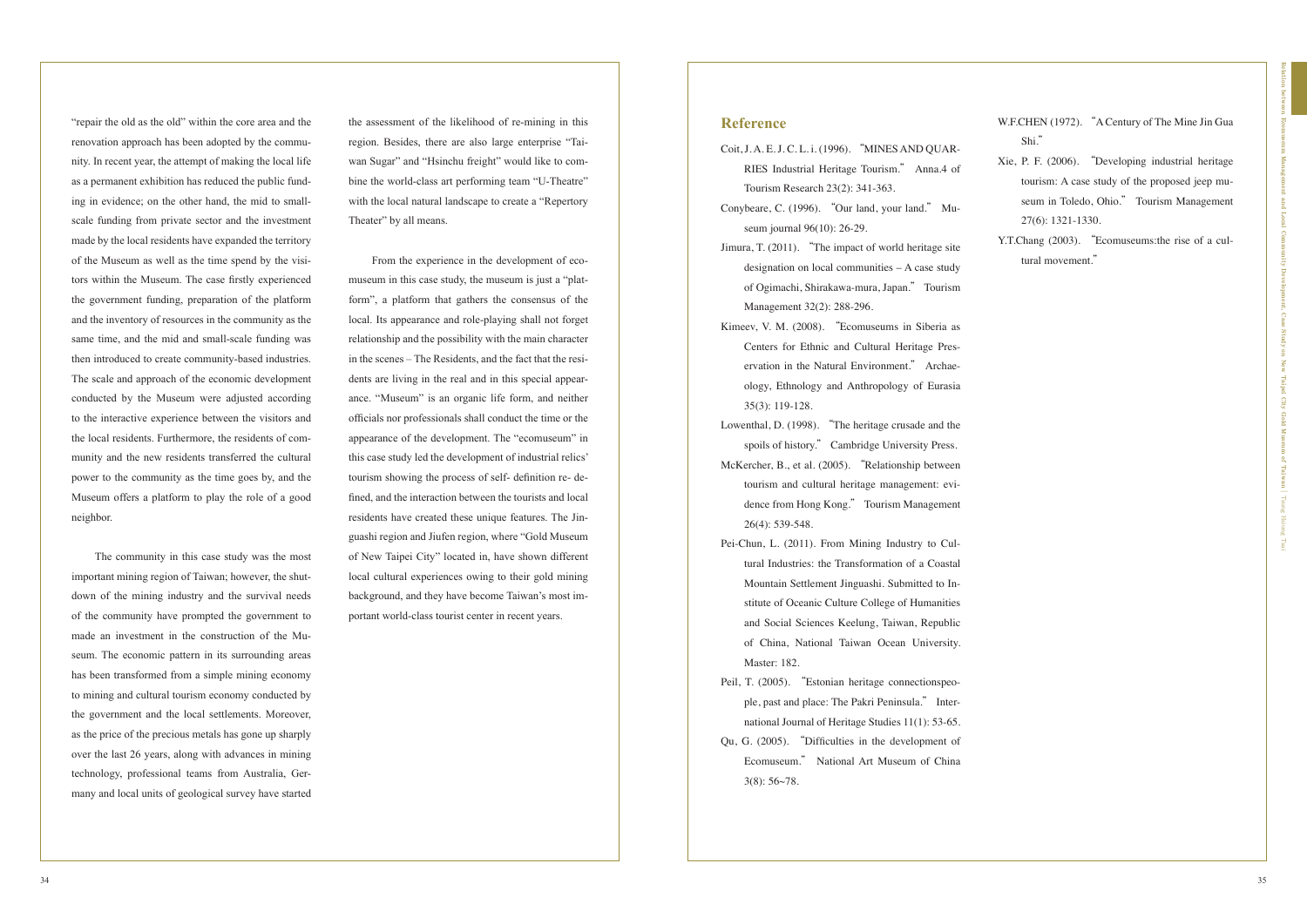"repair the old as the old" within the core area and the renovation approach has been adopted by the community. In recent year, the attempt of making the local life as a permanent exhibition has reduced the public funding in evidence; on the other hand, the mid to small-scale funding from private sector and the investment made by the local residents have expanded the territory of the Museum as well as the time spend by the visitors within the Museum. The case firstly experienced the government funding, preparation of the platform and the inventory of resources in the community as the same time, and the mid and small-scale funding was then introduced to create community-based industries. The scale and approach of the economic development conducted by the Museum were adjusted according to the interactive experience between the visitors and the local residents. Furthermore, the residents of community and the new residents transferred the cultural power to the community as the time goes by, and the Museum offers a platform to play the role of a good neighbor.

The community in this case study was the most important mining region of Taiwan; however, the shutdown of the mining industry and the survival needs of the community have prompted the government to made an investment in the construction of the Museum. The economic pattern in its surrounding areas has been transformed from a simple mining economy to mining and cultural tourism economy conducted by the government and the local settlements. Moreover, as the price of the precious metals has gone up sharply over the last 26 years, along with advances in mining technology, professional teams from Australia, Germany and local units of geological survey have started the assessment of the likelihood of re-mining in this region. Besides, there are also large enterprise "Taiwan Sugar" and "Hsinchu freight" would like to combine the world-class art performing team "U-Theatre" with the local natural landscape to create a "Repertory Theater" by all means.

From the experience in the development of ecomuseum in this case study, the museum is just a "platform", a platform that gathers the consensus of the local. Its appearance and role-playing shall not forget relationship and the possibility with the main character in the scenes – The Residents, and the fact that the residents are living in the real and in this special appearance. "Museum" is an organic life form, and neither officials nor professionals shall conduct the time or the appearance of the development. The "ecomuseum" in this case study led the development of industrial relics' tourism showing the process of self- definition re- defined, and the interaction between the tourists and local residents have created these unique features. The Jinguashi region and Jiufen region, where "Gold Museum of New Taipei City" located in, have shown different local cultural experiences owing to their gold mining background, and they have become Taiwan's most important world-class tourist center in recent years.

## Reference

Coit, J. A. E. J. C. L. i. (1996). "MINES AND QUARRIES Industrial Heritage Tourism." Anna.4 of Tourism Research 23(2): 341-363.

Conybeare, C. (1996). "Our land, your land." Museum journal 96(10): 26-29.

Jimura, T. (2011). "The impact of world heritage site designation on local communities – A case study of Ogimachi, Shirakawa-mura, Japan." Tourism Management 32(2): 288-296.

Kimeev, V. M. (2008). "Ecomuseums in Siberia as Centers for Ethnic and Cultural Heritage Preservation in the Natural Environment." Archaeology, Ethnology and Anthropology of Eurasia 35(3): 119-128.

Lowenthal, D. (1998). "The heritage crusade and the spoils of history." Cambridge University Press.

McKercher, B., et al. (2005). "Relationship between tourism and cultural heritage management: evidence from Hong Kong." Tourism Management 26(4): 539-548.

Pei-Chun, L. (2011). From Mining Industry to Cultural Industries: the Transformation of a Coastal Mountain Settlement Jinguashi. Submitted to Institute of Oceanic Culture College of Humanities and Social Sciences Keelung, Taiwan, Republic of China, National Taiwan Ocean University. Master: 182.

Peil, T. (2005). "Estonian heritage connectionspeople, past and place: The Pakri Peninsula." International Journal of Heritage Studies 11(1): 53-65.

Qu, G. (2005). "Difficulties in the development of Ecomuseum." National Art Museum of China 3(8): 56~78.

W.F.CHEN (1972). "A Century of The Mine Jin Gua Shi."

Xie, P. F. (2006). "Developing industrial heritage tourism: A case study of the proposed jeep museum in Toledo, Ohio." Tourism Management 27(6): 1321-1330.

Y.T.Chang (2003). "Ecomuseums:the rise of a cultural movement."